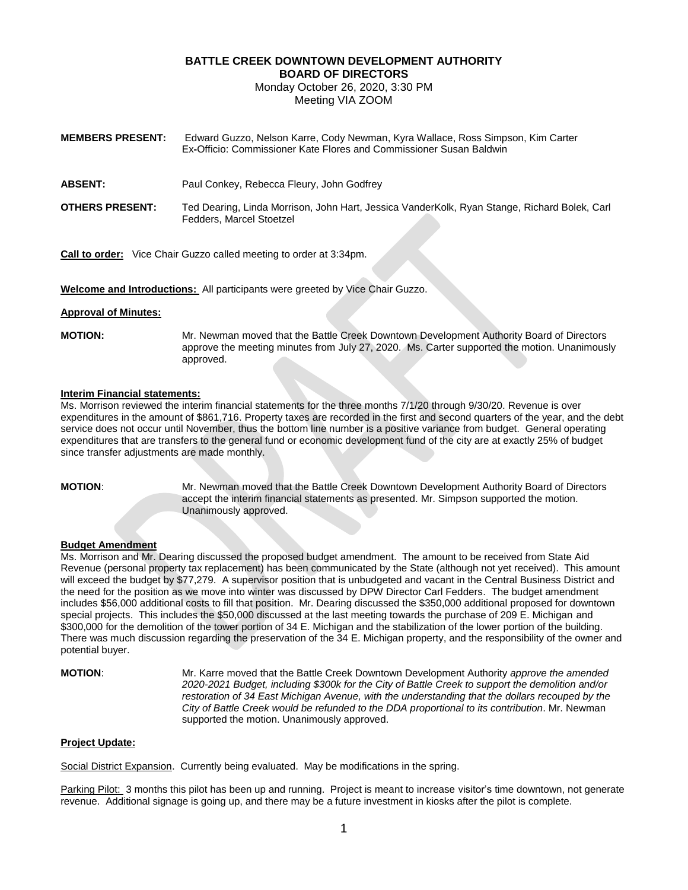# BATTLE CREEK DOWNTOWN DEVELOPMENT AUTHORITY
## BOARD OF DIRECTORS

Monday October 26, 2020, 3:30 PM
Meeting VIA ZOOM

**MEMBERS PRESENT:** Edward Guzzo, Nelson Karre, Cody Newman, Kyra Wallace, Ross Simpson, Kim Carter
Ex-Officio: Commissioner Kate Flores and Commissioner Susan Baldwin

**ABSENT:** Paul Conkey, Rebecca Fleury, John Godfrey

**OTHERS PRESENT:** Ted Dearing, Linda Morrison, John Hart, Jessica VanderKolk, Ryan Stange, Richard Bolek, Carl Fedders, Marcel Stoetzel

**Call to order:** Vice Chair Guzzo called meeting to order at 3:34pm.

**Welcome and Introductions:** All participants were greeted by Vice Chair Guzzo.

**Approval of Minutes:**

**MOTION:** Mr. Newman moved that the Battle Creek Downtown Development Authority Board of Directors approve the meeting minutes from July 27, 2020. Ms. Carter supported the motion. Unanimously approved.

**Interim Financial statements:**

Ms. Morrison reviewed the interim financial statements for the three months 7/1/20 through 9/30/20. Revenue is over expenditures in the amount of $861,716. Property taxes are recorded in the first and second quarters of the year, and the debt service does not occur until November, thus the bottom line number is a positive variance from budget. General operating expenditures that are transfers to the general fund or economic development fund of the city are at exactly 25% of budget since transfer adjustments are made monthly.

**MOTION**: Mr. Newman moved that the Battle Creek Downtown Development Authority Board of Directors accept the interim financial statements as presented. Mr. Simpson supported the motion. Unanimously approved.

**Budget Amendment**

Ms. Morrison and Mr. Dearing discussed the proposed budget amendment. The amount to be received from State Aid Revenue (personal property tax replacement) has been communicated by the State (although not yet received). This amount will exceed the budget by $77,279. A supervisor position that is unbudgeted and vacant in the Central Business District and the need for the position as we move into winter was discussed by DPW Director Carl Fedders. The budget amendment includes $56,000 additional costs to fill that position. Mr. Dearing discussed the $350,000 additional proposed for downtown special projects. This includes the $50,000 discussed at the last meeting towards the purchase of 209 E. Michigan and $300,000 for the demolition of the tower portion of 34 E. Michigan and the stabilization of the lower portion of the building. There was much discussion regarding the preservation of the 34 E. Michigan property, and the responsibility of the owner and potential buyer.

**MOTION**: Mr. Karre moved that the Battle Creek Downtown Development Authority *approve the amended 2020-2021 Budget, including $300k for the City of Battle Creek to support the demolition and/or restoration of 34 East Michigan Avenue, with the understanding that the dollars recouped by the City of Battle Creek would be refunded to the DDA proportional to its contribution*. Mr. Newman supported the motion. Unanimously approved.

**Project Update:**

Social District Expansion. Currently being evaluated. May be modifications in the spring.

Parking Pilot: 3 months this pilot has been up and running. Project is meant to increase visitor's time downtown, not generate revenue. Additional signage is going up, and there may be a future investment in kiosks after the pilot is complete.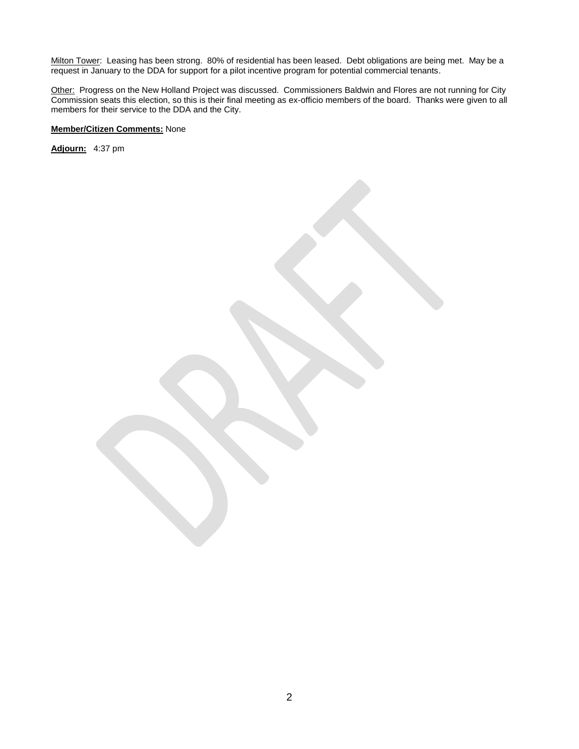Milton Tower: Leasing has been strong. 80% of residential has been leased. Debt obligations are being met. May be a request in January to the DDA for support for a pilot incentive program for potential commercial tenants.

Other: Progress on the New Holland Project was discussed. Commissioners Baldwin and Flores are not running for City Commission seats this election, so this is their final meeting as ex-officio members of the board. Thanks were given to all members for their service to the DDA and the City.

**Member/Citizen Comments:** None

**Adjourn:** 4:37 pm